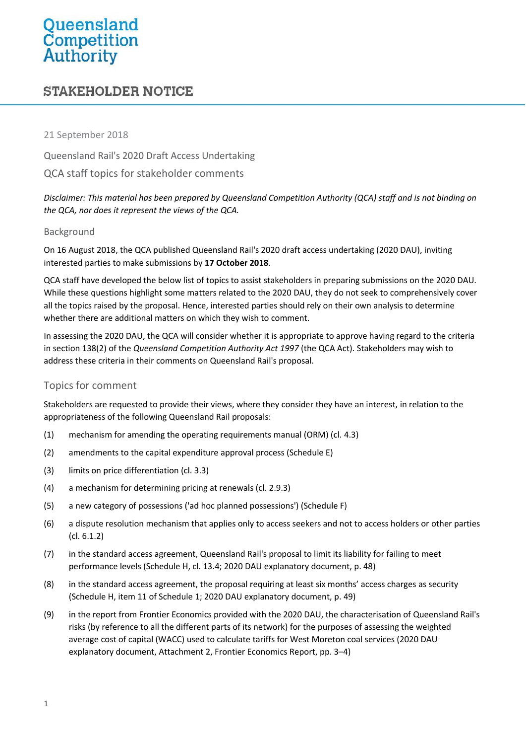# Queensland Competition Authority

## STAKEHOLDER NOTICE

21 September 2018

Queensland Rail's 2020 Draft Access Undertaking

QCA staff topics for stakeholder comments

*Disclaimer: This material has been prepared by Queensland Competition Authority (QCA) staff and is not binding on the QCA, nor does it represent the views of the QCA.*

### Background

On 16 August 2018, the QCA published Queensland Rail's 2020 draft access undertaking (2020 DAU), inviting interested parties to make submissions by **17 October 2018**.

QCA staff have developed the below list of topics to assist stakeholders in preparing submissions on the 2020 DAU. While these questions highlight some matters related to the 2020 DAU, they do not seek to comprehensively cover all the topics raised by the proposal. Hence, interested parties should rely on their own analysis to determine whether there are additional matters on which they wish to comment.

In assessing the 2020 DAU, the QCA will consider whether it is appropriate to approve having regard to the criteria in section 138(2) of the *Queensland Competition Authority Act 1997* (the QCA Act). Stakeholders may wish to address these criteria in their comments on Queensland Rail's proposal.

### Topics for comment

Stakeholders are requested to provide their views, where they consider they have an interest, in relation to the appropriateness of the following Queensland Rail proposals:

(1) mechanism for amending the operating requirements manual (ORM) (cl. 4.3)

(2) amendments to the capital expenditure approval process (Schedule E)

(3) limits on price differentiation (cl. 3.3)

(4) a mechanism for determining pricing at renewals (cl. 2.9.3)

(5) a new category of possessions ('ad hoc planned possessions') (Schedule F)

(6) a dispute resolution mechanism that applies only to access seekers and not to access holders or other parties (cl. 6.1.2)

(7) in the standard access agreement, Queensland Rail's proposal to limit its liability for failing to meet performance levels (Schedule H, cl. 13.4; 2020 DAU explanatory document, p. 48)

(8) in the standard access agreement, the proposal requiring at least six months' access charges as security (Schedule H, item 11 of Schedule 1; 2020 DAU explanatory document, p. 49)

(9) in the report from Frontier Economics provided with the 2020 DAU, the characterisation of Queensland Rail's risks (by reference to all the different parts of its network) for the purposes of assessing the weighted average cost of capital (WACC) used to calculate tariffs for West Moreton coal services (2020 DAU explanatory document, Attachment 2, Frontier Economics Report, pp. 3–4)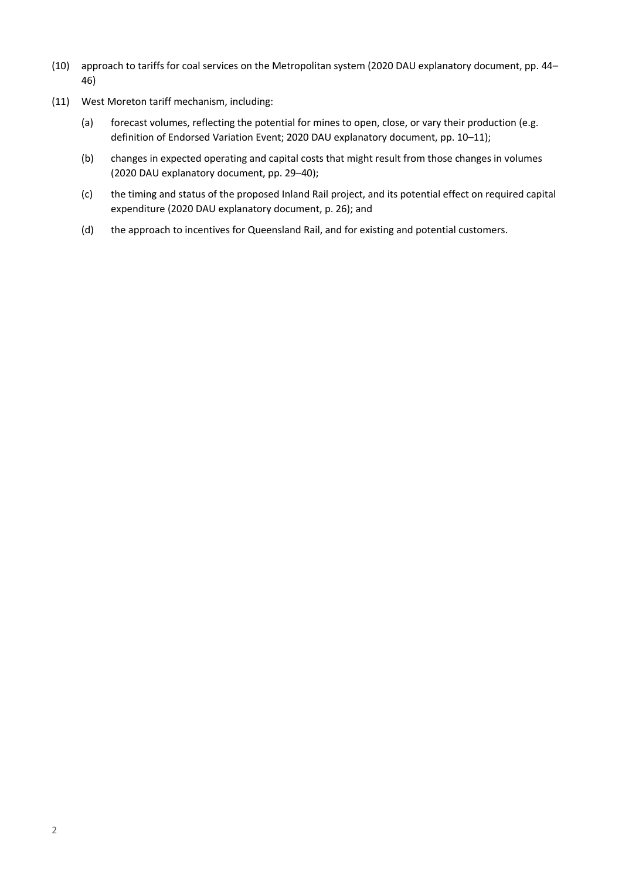(10) approach to tariffs for coal services on the Metropolitan system (2020 DAU explanatory document, pp. 44–46)

(11) West Moreton tariff mechanism, including:

  (a) forecast volumes, reflecting the potential for mines to open, close, or vary their production (e.g. definition of Endorsed Variation Event; 2020 DAU explanatory document, pp. 10–11);

  (b) changes in expected operating and capital costs that might result from those changes in volumes (2020 DAU explanatory document, pp. 29–40);

  (c) the timing and status of the proposed Inland Rail project, and its potential effect on required capital expenditure (2020 DAU explanatory document, p. 26); and

  (d) the approach to incentives for Queensland Rail, and for existing and potential customers.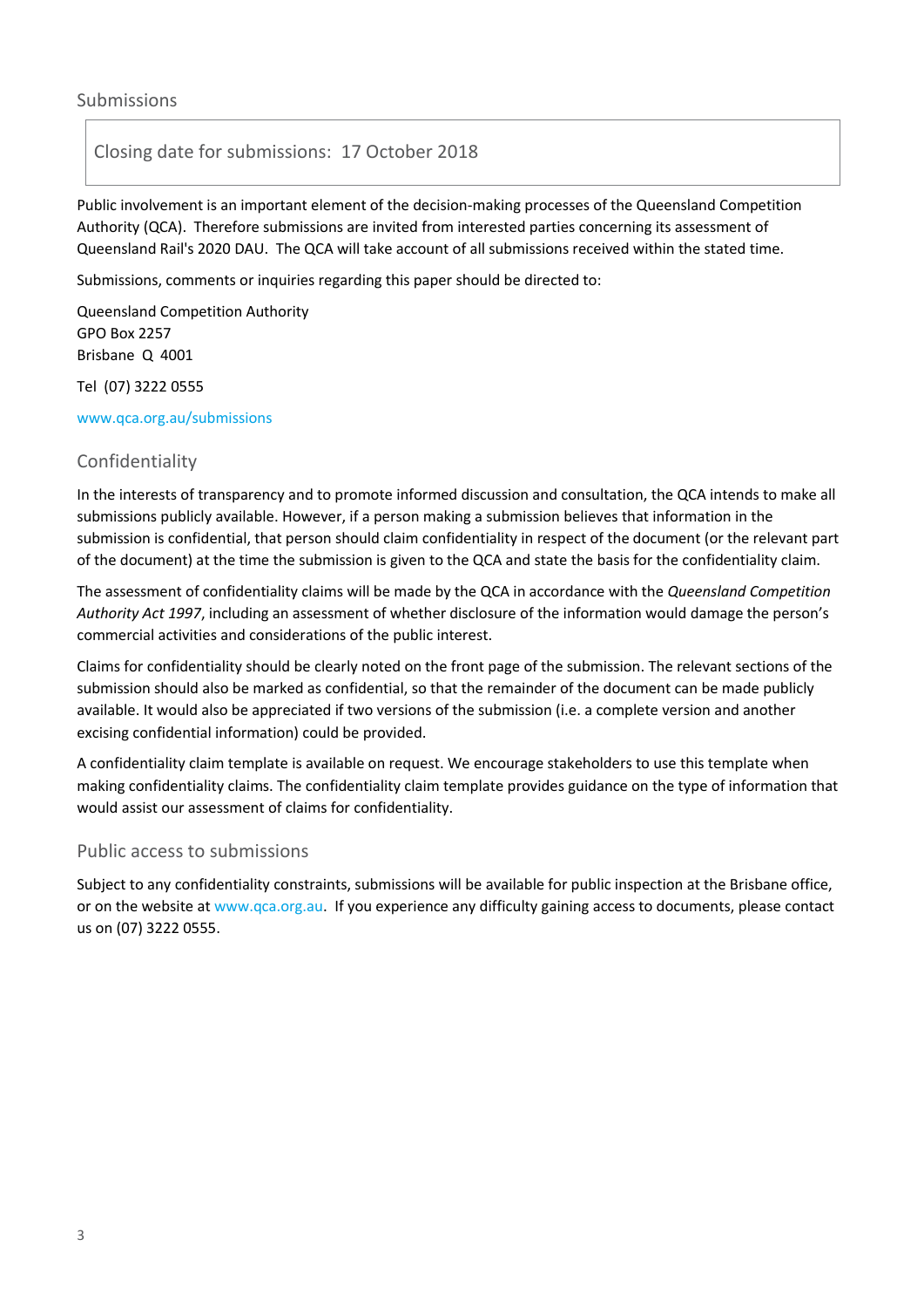## Submissions

| |
|---|
| Closing date for submissions: 17 October 2018 |

Public involvement is an important element of the decision-making processes of the Queensland Competition Authority (QCA). Therefore submissions are invited from interested parties concerning its assessment of Queensland Rail's 2020 DAU. The QCA will take account of all submissions received within the stated time.

Submissions, comments or inquiries regarding this paper should be directed to:

Queensland Competition Authority  
GPO Box 2257  
Brisbane Q 4001

Tel (07) 3222 0555

www.qca.org.au/submissions

## Confidentiality

In the interests of transparency and to promote informed discussion and consultation, the QCA intends to make all submissions publicly available. However, if a person making a submission believes that information in the submission is confidential, that person should claim confidentiality in respect of the document (or the relevant part of the document) at the time the submission is given to the QCA and state the basis for the confidentiality claim.

The assessment of confidentiality claims will be made by the QCA in accordance with the *Queensland Competition Authority Act 1997*, including an assessment of whether disclosure of the information would damage the person's commercial activities and considerations of the public interest.

Claims for confidentiality should be clearly noted on the front page of the submission. The relevant sections of the submission should also be marked as confidential, so that the remainder of the document can be made publicly available. It would also be appreciated if two versions of the submission (i.e. a complete version and another excising confidential information) could be provided.

A confidentiality claim template is available on request. We encourage stakeholders to use this template when making confidentiality claims. The confidentiality claim template provides guidance on the type of information that would assist our assessment of claims for confidentiality.

## Public access to submissions

Subject to any confidentiality constraints, submissions will be available for public inspection at the Brisbane office, or on the website at www.qca.org.au. If you experience any difficulty gaining access to documents, please contact us on (07) 3222 0555.